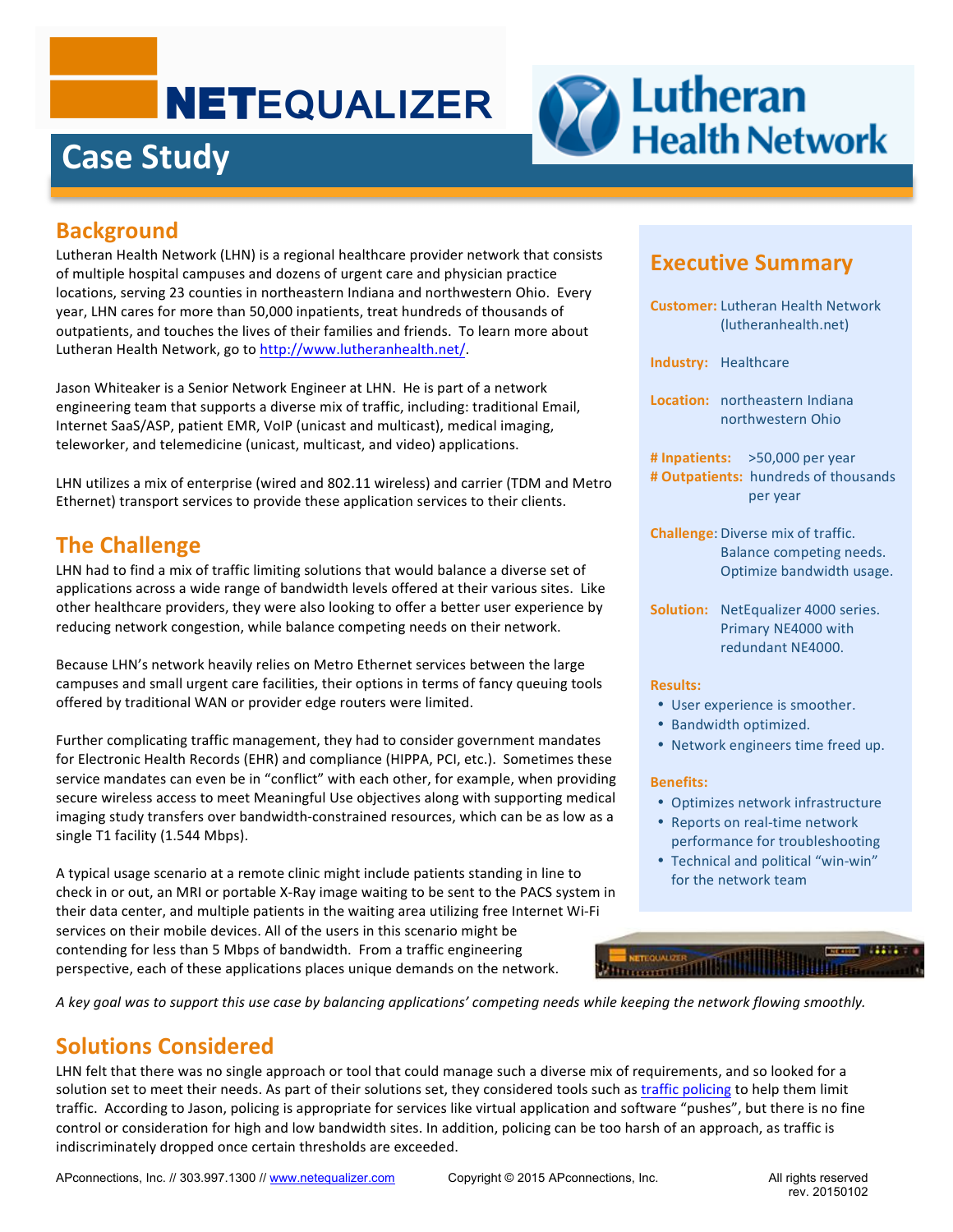# NETEQUALIZER Case Study

# Lutheran Health Network

## Background

Lutheran Health Network (LHN) is a regional healthcare provider network that consists of multiple hospital campuses and dozens of urgent care and physician practice locations, serving 23 counties in northeastern Indiana and northwestern Ohio. Every year, LHN cares for more than 50,000 inpatients, treat hundreds of thousands of outpatients, and touches the lives of their families and friends. To learn more about Lutheran Health Network, go to http://www.lutheranhealth.net/.

Jason Whiteaker is a Senior Network Engineer at LHN. He is part of a network engineering team that supports a diverse mix of traffic, including: traditional Email, Internet SaaS/ASP, patient EMR, VoIP (unicast and multicast), medical imaging, teleworker, and telemedicine (unicast, multicast, and video) applications.

LHN utilizes a mix of enterprise (wired and 802.11 wireless) and carrier (TDM and Metro Ethernet) transport services to provide these application services to their clients.

## The Challenge

LHN had to find a mix of traffic limiting solutions that would balance a diverse set of applications across a wide range of bandwidth levels offered at their various sites. Like other healthcare providers, they were also looking to offer a better user experience by reducing network congestion, while balance competing needs on their network.

Because LHN's network heavily relies on Metro Ethernet services between the large campuses and small urgent care facilities, their options in terms of fancy queuing tools offered by traditional WAN or provider edge routers were limited.

Further complicating traffic management, they had to consider government mandates for Electronic Health Records (EHR) and compliance (HIPPA, PCI, etc.). Sometimes these service mandates can even be in "conflict" with each other, for example, when providing secure wireless access to meet Meaningful Use objectives along with supporting medical imaging study transfers over bandwidth-constrained resources, which can be as low as a single T1 facility (1.544 Mbps).

A typical usage scenario at a remote clinic might include patients standing in line to check in or out, an MRI or portable X-Ray image waiting to be sent to the PACS system in their data center, and multiple patients in the waiting area utilizing free Internet Wi-Fi services on their mobile devices. All of the users in this scenario might be contending for less than 5 Mbps of bandwidth. From a traffic engineering perspective, each of these applications places unique demands on the network.

*A key goal was to support this use case by balancing applications' competing needs while keeping the network flowing smoothly.*

## Executive Summary

**Customer:** Lutheran Health Network (lutheranhealth.net)

**Industry:** Healthcare

**Location:** northeastern Indiana, northwestern Ohio

**# Inpatients:** >50,000 per year
**# Outpatients:** hundreds of thousands per year

**Challenge:** Diverse mix of traffic. Balance competing needs. Optimize bandwidth usage.

**Solution:** NetEqualizer 4000 series. Primary NE4000 with redundant NE4000.

**Results:**

- User experience is smoother.
- Bandwidth optimized.
- Network engineers time freed up.

**Benefits:**

- Optimizes network infrastructure
- Reports on real-time network performance for troubleshooting
- Technical and political "win-win" for the network team

## Solutions Considered

LHN felt that there was no single approach or tool that could manage such a diverse mix of requirements, and so looked for a solution set to meet their needs. As part of their solutions set, they considered tools such as traffic policing to help them limit traffic. According to Jason, policing is appropriate for services like virtual application and software "pushes", but there is no fine control or consideration for high and low bandwidth sites. In addition, policing can be too harsh of an approach, as traffic is indiscriminately dropped once certain thresholds are exceeded.

APconnections, Inc. // 303.997.1300 // www.netequalizer.com Copyright © 2015 APconnections, Inc. All rights reserved rev. 20150102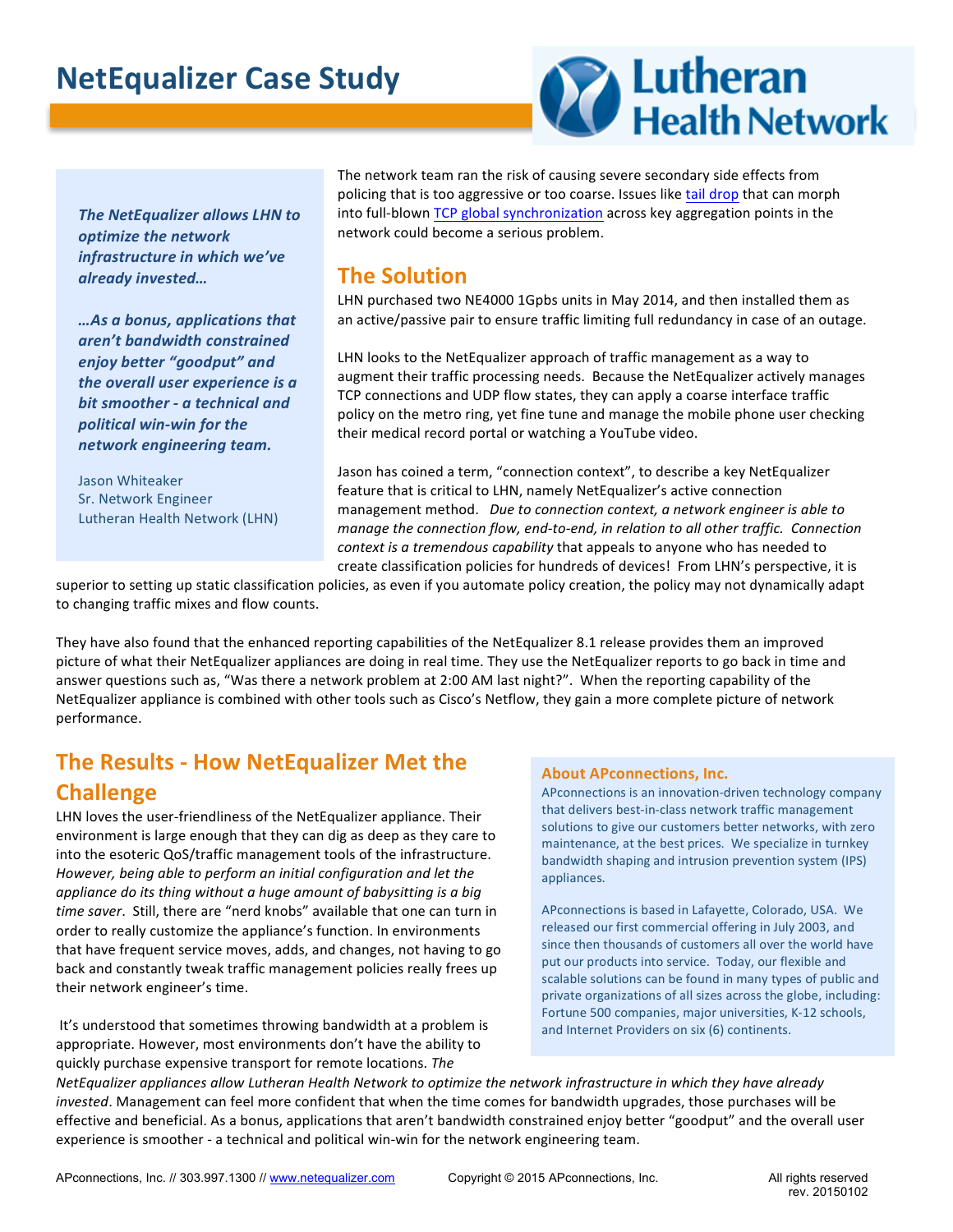# NetEqualizer Case Study

Lutheran Health Network

> ***The NetEqualizer allows LHN to optimize the network infrastructure in which we've already invested…***
>
> ***…As a bonus, applications that aren't bandwidth constrained enjoy better "goodput" and the overall user experience is a bit smoother - a technical and political win-win for the network engineering team.***
>
> Jason Whiteaker
> Sr. Network Engineer
> Lutheran Health Network (LHN)

The network team ran the risk of causing severe secondary side effects from policing that is too aggressive or too coarse. Issues like tail drop that can morph into full-blown TCP global synchronization across key aggregation points in the network could become a serious problem.

## The Solution

LHN purchased two NE4000 1Gpbs units in May 2014, and then installed them as an active/passive pair to ensure traffic limiting full redundancy in case of an outage.

LHN looks to the NetEqualizer approach of traffic management as a way to augment their traffic processing needs. Because the NetEqualizer actively manages TCP connections and UDP flow states, they can apply a coarse interface traffic policy on the metro ring, yet fine tune and manage the mobile phone user checking their medical record portal or watching a YouTube video.

Jason has coined a term, "connection context", to describe a key NetEqualizer feature that is critical to LHN, namely NetEqualizer's active connection management method. *Due to connection context, a network engineer is able to manage the connection flow, end-to-end, in relation to all other traffic. Connection context is a tremendous capability* that appeals to anyone who has needed to create classification policies for hundreds of devices! From LHN's perspective, it is superior to setting up static classification policies, as even if you automate policy creation, the policy may not dynamically adapt to changing traffic mixes and flow counts.

They have also found that the enhanced reporting capabilities of the NetEqualizer 8.1 release provides them an improved picture of what their NetEqualizer appliances are doing in real time. They use the NetEqualizer reports to go back in time and answer questions such as, "Was there a network problem at 2:00 AM last night?". When the reporting capability of the NetEqualizer appliance is combined with other tools such as Cisco's Netflow, they gain a more complete picture of network performance.

## The Results - How NetEqualizer Met the Challenge

LHN loves the user-friendliness of the NetEqualizer appliance. Their environment is large enough that they can dig as deep as they care to into the esoteric QoS/traffic management tools of the infrastructure. *However, being able to perform an initial configuration and let the appliance do its thing without a huge amount of babysitting is a big time saver*. Still, there are "nerd knobs" available that one can turn in order to really customize the appliance's function. In environments that have frequent service moves, adds, and changes, not having to go back and constantly tweak traffic management policies really frees up their network engineer's time.

It's understood that sometimes throwing bandwidth at a problem is appropriate. However, most environments don't have the ability to quickly purchase expensive transport for remote locations. *The NetEqualizer appliances allow Lutheran Health Network to optimize the network infrastructure in which they have already invested*. Management can feel more confident that when the time comes for bandwidth upgrades, those purchases will be effective and beneficial. As a bonus, applications that aren't bandwidth constrained enjoy better "goodput" and the overall user experience is smoother - a technical and political win-win for the network engineering team.

### About APconnections, Inc.

APconnections is an innovation-driven technology company that delivers best-in-class network traffic management solutions to give our customers better networks, with zero maintenance, at the best prices. We specialize in turnkey bandwidth shaping and intrusion prevention system (IPS) appliances.

APconnections is based in Lafayette, Colorado, USA. We released our first commercial offering in July 2003, and since then thousands of customers all over the world have put our products into service. Today, our flexible and scalable solutions can be found in many types of public and private organizations of all sizes across the globe, including: Fortune 500 companies, major universities, K-12 schools, and Internet Providers on six (6) continents.

APconnections, Inc. // 303.997.1300 // www.netequalizer.com    Copyright © 2015 APconnections, Inc.    All rights reserved rev. 20150102